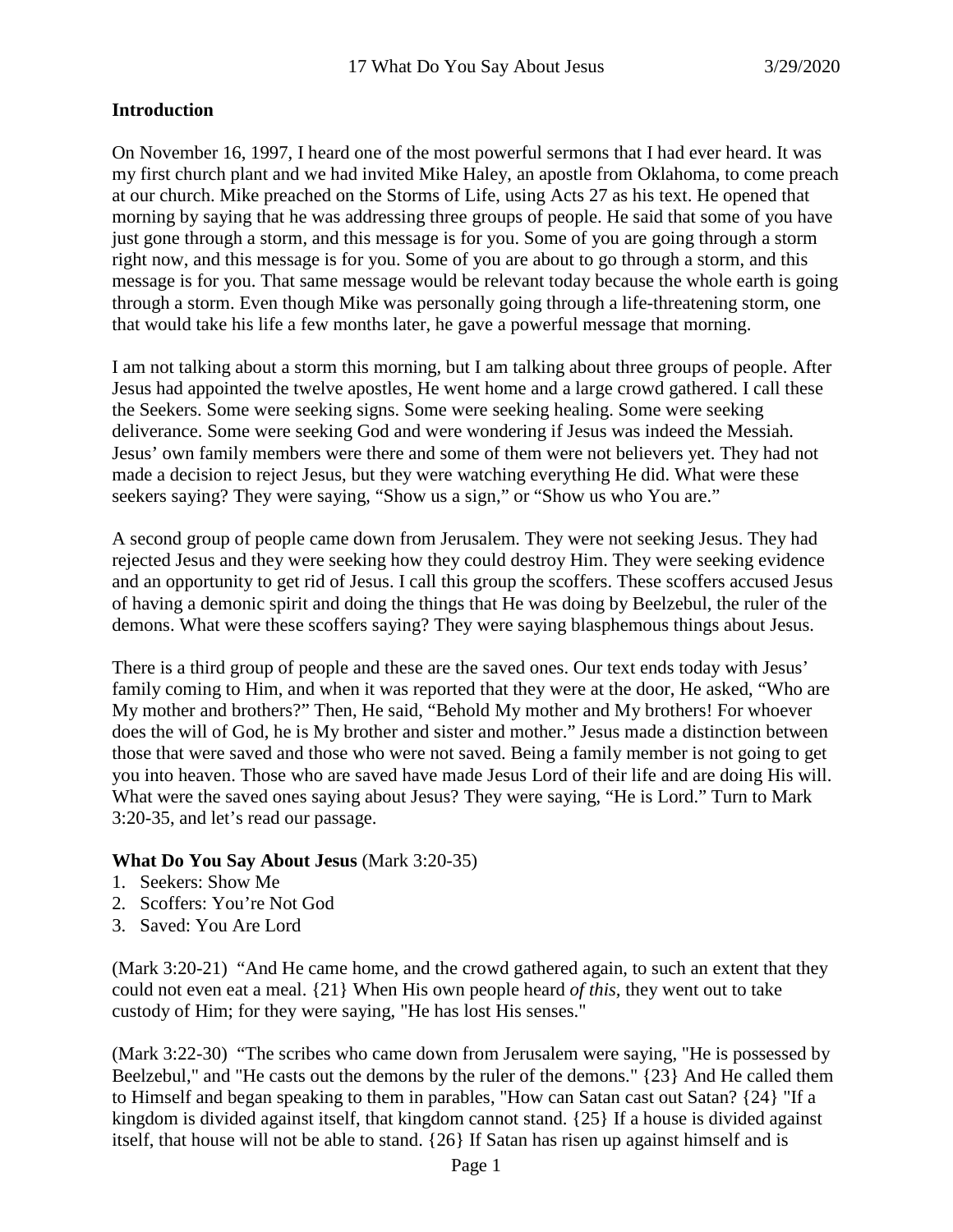## Introduction

On November 16, 1997, I heard one of the most powerful sermons that I had ever heard. It was my first church plant and we had invited Mike Haley, an apostle from Oklahoma, to come preach at our church. Mike preached on the Storms of Life, using Acts 27 as his text. He opened that morning by saying that he was addressing three groups of people. He said that some of you have just gone through a storm, and this message is for you. Some of you are going through a storm right now, and this message is for you. Some of you are about to go through a storm, and this message is for you. That same message would be relevant today because the whole earth is going through a storm. Even though Mike was personally going through a life-threatening storm, one that would take his life a few months later, he gave a powerful message that morning.

I am not talking about a storm this morning, but I am talking about three groups of people. After Jesus had appointed the twelve apostles, He went home and a large crowd gathered. I call these the Seekers. Some were seeking signs. Some were seeking healing. Some were seeking deliverance. Some were seeking God and were wondering if Jesus was indeed the Messiah. Jesus' own family members were there and some of them were not believers yet. They had not made a decision to reject Jesus, but they were watching everything He did. What were these seekers saying? They were saying, "Show us a sign," or "Show us who You are."

A second group of people came down from Jerusalem. They were not seeking Jesus. They had rejected Jesus and they were seeking how they could destroy Him. They were seeking evidence and an opportunity to get rid of Jesus. I call this group the scoffers. These scoffers accused Jesus of having a demonic spirit and doing the things that He was doing by Beelzebul, the ruler of the demons. What were these scoffers saying? They were saying blasphemous things about Jesus.

There is a third group of people and these are the saved ones. Our text ends today with Jesus' family coming to Him, and when it was reported that they were at the door, He asked, "Who are My mother and brothers?" Then, He said, "Behold My mother and My brothers! For whoever does the will of God, he is My brother and sister and mother." Jesus made a distinction between those that were saved and those who were not saved. Being a family member is not going to get you into heaven. Those who are saved have made Jesus Lord of their life and are doing His will. What were the saved ones saying about Jesus? They were saying, "He is Lord." Turn to Mark 3:20-35, and let's read our passage.

**What Do You Say About Jesus** (Mark 3:20-35)

1. Seekers: Show Me
2. Scoffers: You're Not God
3. Saved: You Are Lord

(Mark 3:20-21) "And He came home, and the crowd gathered again, to such an extent that they could not even eat a meal. {21} When His own people heard *of this*, they went out to take custody of Him; for they were saying, "He has lost His senses."

(Mark 3:22-30) "The scribes who came down from Jerusalem were saying, "He is possessed by Beelzebul," and "He casts out the demons by the ruler of the demons." {23} And He called them to Himself and began speaking to them in parables, "How can Satan cast out Satan? {24} "If a kingdom is divided against itself, that kingdom cannot stand. {25} If a house is divided against itself, that house will not be able to stand. {26} If Satan has risen up against himself and is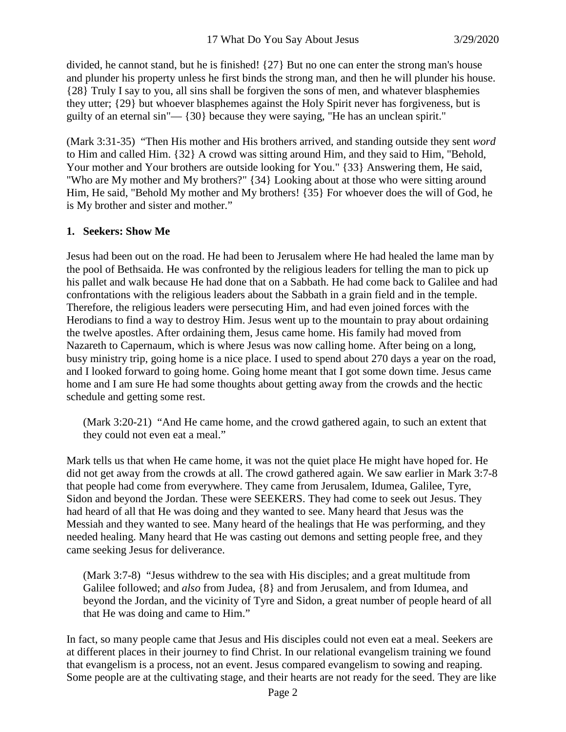divided, he cannot stand, but he is finished! {27} But no one can enter the strong man's house and plunder his property unless he first binds the strong man, and then he will plunder his house. {28} Truly I say to you, all sins shall be forgiven the sons of men, and whatever blasphemies they utter; {29} but whoever blasphemes against the Holy Spirit never has forgiveness, but is guilty of an eternal sin"— {30} because they were saying, "He has an unclean spirit."

(Mark 3:31-35) "Then His mother and His brothers arrived, and standing outside they sent *word* to Him and called Him. {32} A crowd was sitting around Him, and they said to Him, "Behold, Your mother and Your brothers are outside looking for You." {33} Answering them, He said, "Who are My mother and My brothers?" {34} Looking about at those who were sitting around Him, He said, "Behold My mother and My brothers! {35} For whoever does the will of God, he is My brother and sister and mother."

**1. Seekers: Show Me**

Jesus had been out on the road. He had been to Jerusalem where He had healed the lame man by the pool of Bethsaida. He was confronted by the religious leaders for telling the man to pick up his pallet and walk because He had done that on a Sabbath. He had come back to Galilee and had confrontations with the religious leaders about the Sabbath in a grain field and in the temple. Therefore, the religious leaders were persecuting Him, and had even joined forces with the Herodians to find a way to destroy Him. Jesus went up to the mountain to pray about ordaining the twelve apostles. After ordaining them, Jesus came home. His family had moved from Nazareth to Capernaum, which is where Jesus was now calling home. After being on a long, busy ministry trip, going home is a nice place. I used to spend about 270 days a year on the road, and I looked forward to going home. Going home meant that I got some down time. Jesus came home and I am sure He had some thoughts about getting away from the crowds and the hectic schedule and getting some rest.

> (Mark 3:20-21) "And He came home, and the crowd gathered again, to such an extent that they could not even eat a meal."

Mark tells us that when He came home, it was not the quiet place He might have hoped for. He did not get away from the crowds at all. The crowd gathered again. We saw earlier in Mark 3:7-8 that people had come from everywhere. They came from Jerusalem, Idumea, Galilee, Tyre, Sidon and beyond the Jordan. These were SEEKERS. They had come to seek out Jesus. They had heard of all that He was doing and they wanted to see. Many heard that Jesus was the Messiah and they wanted to see. Many heard of the healings that He was performing, and they needed healing. Many heard that He was casting out demons and setting people free, and they came seeking Jesus for deliverance.

> (Mark 3:7-8) "Jesus withdrew to the sea with His disciples; and a great multitude from Galilee followed; and *also* from Judea, {8} and from Jerusalem, and from Idumea, and beyond the Jordan, and the vicinity of Tyre and Sidon, a great number of people heard of all that He was doing and came to Him."

In fact, so many people came that Jesus and His disciples could not even eat a meal. Seekers are at different places in their journey to find Christ. In our relational evangelism training we found that evangelism is a process, not an event. Jesus compared evangelism to sowing and reaping. Some people are at the cultivating stage, and their hearts are not ready for the seed. They are like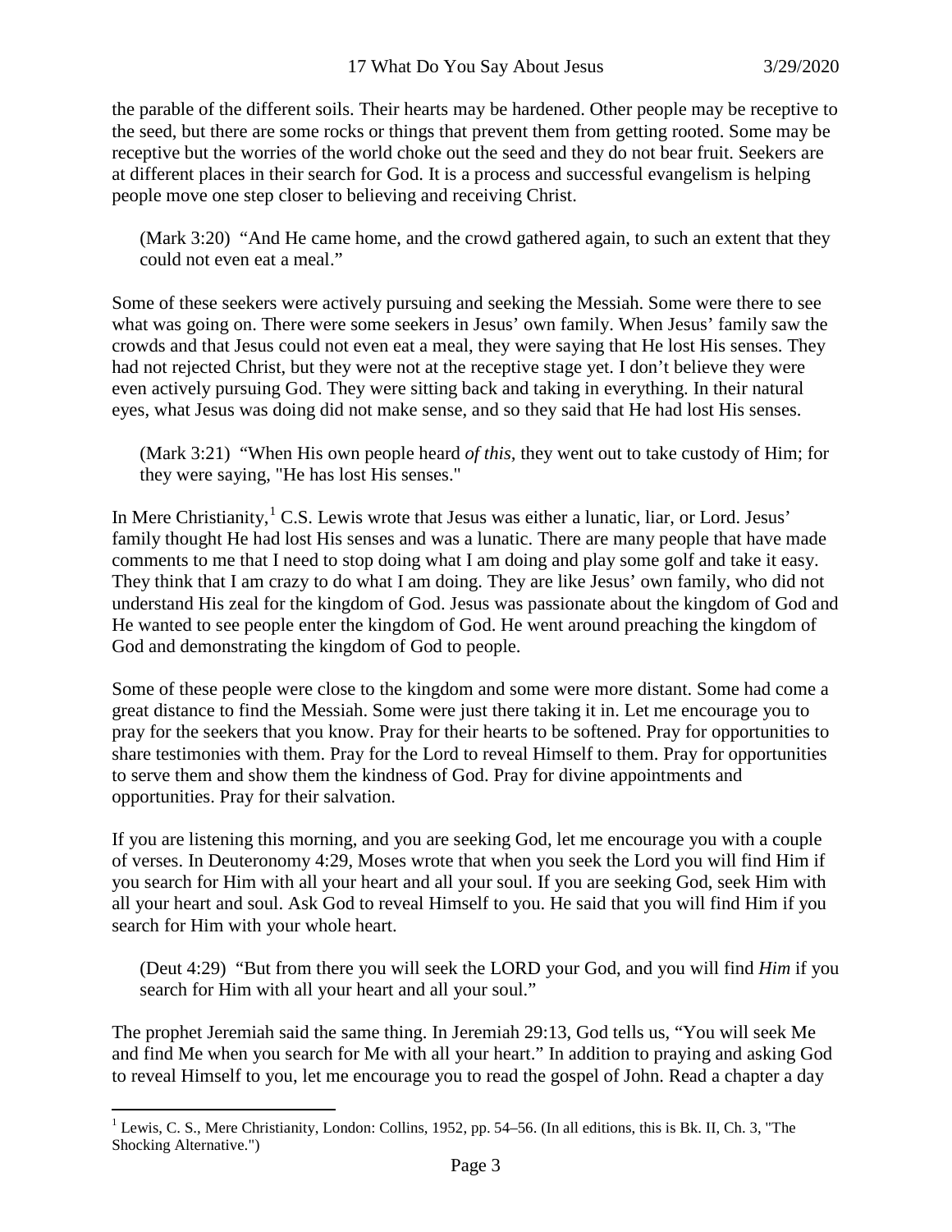the parable of the different soils. Their hearts may be hardened. Other people may be receptive to the seed, but there are some rocks or things that prevent them from getting rooted. Some may be receptive but the worries of the world choke out the seed and they do not bear fruit. Seekers are at different places in their search for God. It is a process and successful evangelism is helping people move one step closer to believing and receiving Christ.

> (Mark 3:20) "And He came home, and the crowd gathered again, to such an extent that they could not even eat a meal."

Some of these seekers were actively pursuing and seeking the Messiah. Some were there to see what was going on. There were some seekers in Jesus' own family. When Jesus' family saw the crowds and that Jesus could not even eat a meal, they were saying that He lost His senses. They had not rejected Christ, but they were not at the receptive stage yet. I don't believe they were even actively pursuing God. They were sitting back and taking in everything. In their natural eyes, what Jesus was doing did not make sense, and so they said that He had lost His senses.

> (Mark 3:21) "When His own people heard *of this,* they went out to take custody of Him; for they were saying, "He has lost His senses."

In Mere Christianity,[1] C.S. Lewis wrote that Jesus was either a lunatic, liar, or Lord. Jesus' family thought He had lost His senses and was a lunatic. There are many people that have made comments to me that I need to stop doing what I am doing and play some golf and take it easy. They think that I am crazy to do what I am doing. They are like Jesus' own family, who did not understand His zeal for the kingdom of God. Jesus was passionate about the kingdom of God and He wanted to see people enter the kingdom of God. He went around preaching the kingdom of God and demonstrating the kingdom of God to people.

Some of these people were close to the kingdom and some were more distant. Some had come a great distance to find the Messiah. Some were just there taking it in. Let me encourage you to pray for the seekers that you know. Pray for their hearts to be softened. Pray for opportunities to share testimonies with them. Pray for the Lord to reveal Himself to them. Pray for opportunities to serve them and show them the kindness of God. Pray for divine appointments and opportunities. Pray for their salvation.

If you are listening this morning, and you are seeking God, let me encourage you with a couple of verses. In Deuteronomy 4:29, Moses wrote that when you seek the Lord you will find Him if you search for Him with all your heart and all your soul. If you are seeking God, seek Him with all your heart and soul. Ask God to reveal Himself to you. He said that you will find Him if you search for Him with your whole heart.

> (Deut 4:29) "But from there you will seek the LORD your God, and you will find *Him* if you search for Him with all your heart and all your soul."

The prophet Jeremiah said the same thing. In Jeremiah 29:13, God tells us, "You will seek Me and find Me when you search for Me with all your heart." In addition to praying and asking God to reveal Himself to you, let me encourage you to read the gospel of John. Read a chapter a day

---

[1] Lewis, C. S., Mere Christianity, London: Collins, 1952, pp. 54–56. (In all editions, this is Bk. II, Ch. 3, "The Shocking Alternative.")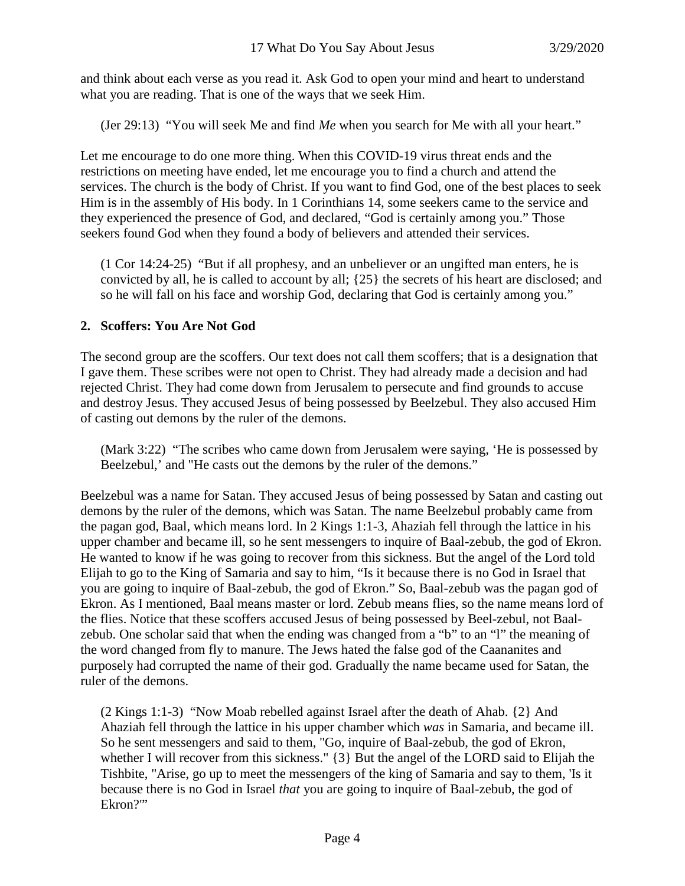and think about each verse as you read it. Ask God to open your mind and heart to understand what you are reading. That is one of the ways that we seek Him.

> (Jer 29:13) "You will seek Me and find *Me* when you search for Me with all your heart."

Let me encourage to do one more thing. When this COVID-19 virus threat ends and the restrictions on meeting have ended, let me encourage you to find a church and attend the services. The church is the body of Christ. If you want to find God, one of the best places to seek Him is in the assembly of His body. In 1 Corinthians 14, some seekers came to the service and they experienced the presence of God, and declared, "God is certainly among you." Those seekers found God when they found a body of believers and attended their services.

> (1 Cor 14:24-25) "But if all prophesy, and an unbeliever or an ungifted man enters, he is convicted by all, he is called to account by all; {25} the secrets of his heart are disclosed; and so he will fall on his face and worship God, declaring that God is certainly among you."

**2. Scoffers: You Are Not God**

The second group are the scoffers. Our text does not call them scoffers; that is a designation that I gave them. These scribes were not open to Christ. They had already made a decision and had rejected Christ. They had come down from Jerusalem to persecute and find grounds to accuse and destroy Jesus. They accused Jesus of being possessed by Beelzebul. They also accused Him of casting out demons by the ruler of the demons.

> (Mark 3:22) "The scribes who came down from Jerusalem were saying, 'He is possessed by Beelzebul,' and "He casts out the demons by the ruler of the demons."

Beelzebul was a name for Satan. They accused Jesus of being possessed by Satan and casting out demons by the ruler of the demons, which was Satan. The name Beelzebul probably came from the pagan god, Baal, which means lord. In 2 Kings 1:1-3, Ahaziah fell through the lattice in his upper chamber and became ill, so he sent messengers to inquire of Baal-zebub, the god of Ekron. He wanted to know if he was going to recover from this sickness. But the angel of the Lord told Elijah to go to the King of Samaria and say to him, "Is it because there is no God in Israel that you are going to inquire of Baal-zebub, the god of Ekron." So, Baal-zebub was the pagan god of Ekron. As I mentioned, Baal means master or lord. Zebub means flies, so the name means lord of the flies. Notice that these scoffers accused Jesus of being possessed by Beel-zebul, not Baal-zebub. One scholar said that when the ending was changed from a "b" to an "l" the meaning of the word changed from fly to manure. The Jews hated the false god of the Caananites and purposely had corrupted the name of their god. Gradually the name became used for Satan, the ruler of the demons.

> (2 Kings 1:1-3) "Now Moab rebelled against Israel after the death of Ahab. {2} And Ahaziah fell through the lattice in his upper chamber which *was* in Samaria, and became ill. So he sent messengers and said to them, "Go, inquire of Baal-zebub, the god of Ekron, whether I will recover from this sickness." {3} But the angel of the LORD said to Elijah the Tishbite, "Arise, go up to meet the messengers of the king of Samaria and say to them, 'Is it because there is no God in Israel *that* you are going to inquire of Baal-zebub, the god of Ekron?'"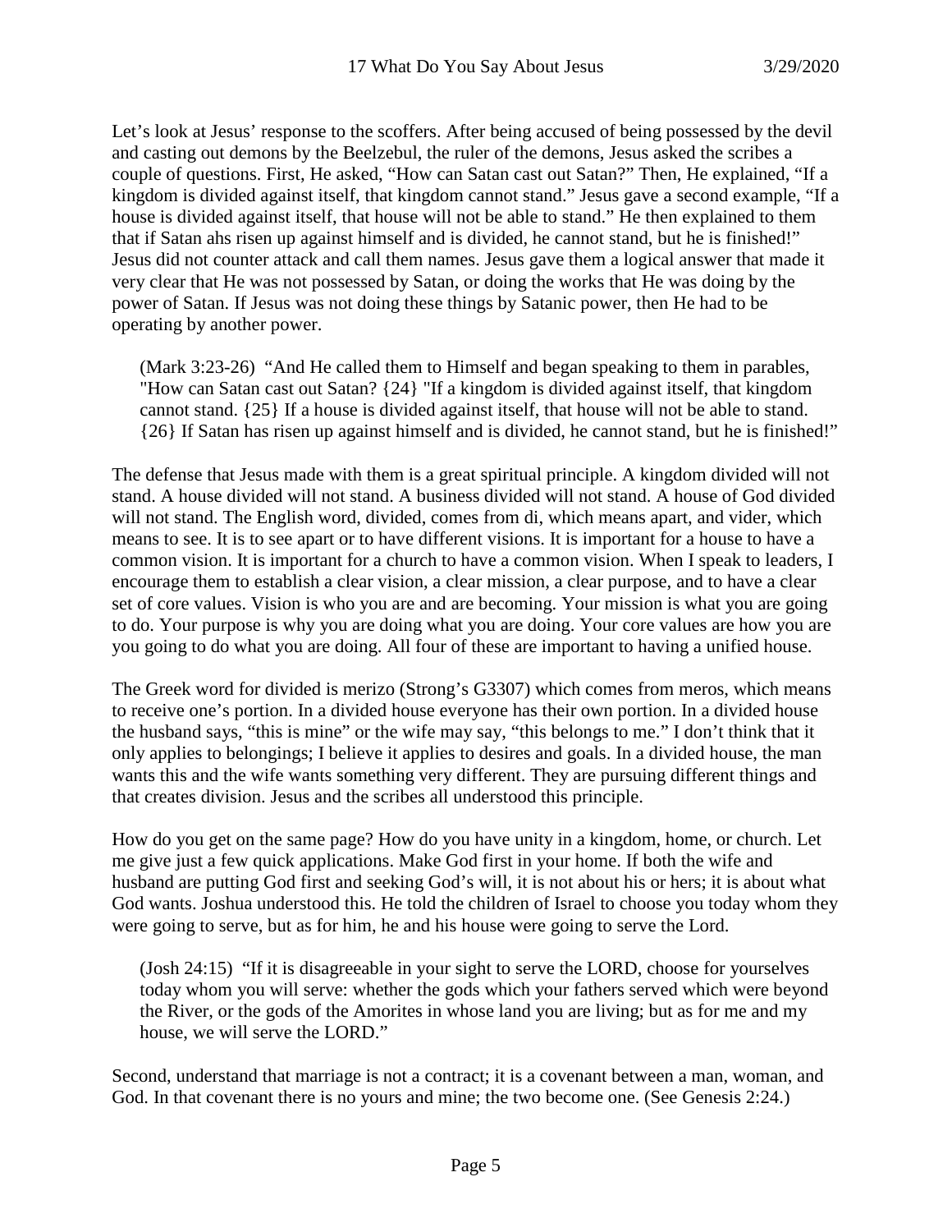Let's look at Jesus' response to the scoffers. After being accused of being possessed by the devil and casting out demons by the Beelzebul, the ruler of the demons, Jesus asked the scribes a couple of questions. First, He asked, "How can Satan cast out Satan?" Then, He explained, "If a kingdom is divided against itself, that kingdom cannot stand." Jesus gave a second example, "If a house is divided against itself, that house will not be able to stand." He then explained to them that if Satan ahs risen up against himself and is divided, he cannot stand, but he is finished!" Jesus did not counter attack and call them names. Jesus gave them a logical answer that made it very clear that He was not possessed by Satan, or doing the works that He was doing by the power of Satan. If Jesus was not doing these things by Satanic power, then He had to be operating by another power.

> (Mark 3:23-26) "And He called them to Himself and began speaking to them in parables, "How can Satan cast out Satan? {24} "If a kingdom is divided against itself, that kingdom cannot stand. {25} If a house is divided against itself, that house will not be able to stand. {26} If Satan has risen up against himself and is divided, he cannot stand, but he is finished!"

The defense that Jesus made with them is a great spiritual principle. A kingdom divided will not stand. A house divided will not stand. A business divided will not stand. A house of God divided will not stand. The English word, divided, comes from di, which means apart, and vider, which means to see. It is to see apart or to have different visions. It is important for a house to have a common vision. It is important for a church to have a common vision. When I speak to leaders, I encourage them to establish a clear vision, a clear mission, a clear purpose, and to have a clear set of core values. Vision is who you are and are becoming. Your mission is what you are going to do. Your purpose is why you are doing what you are doing. Your core values are how you are you going to do what you are doing. All four of these are important to having a unified house.

The Greek word for divided is merizo (Strong's G3307) which comes from meros, which means to receive one's portion. In a divided house everyone has their own portion. In a divided house the husband says, "this is mine" or the wife may say, "this belongs to me." I don't think that it only applies to belongings; I believe it applies to desires and goals. In a divided house, the man wants this and the wife wants something very different. They are pursuing different things and that creates division. Jesus and the scribes all understood this principle.

How do you get on the same page? How do you have unity in a kingdom, home, or church. Let me give just a few quick applications. Make God first in your home. If both the wife and husband are putting God first and seeking God's will, it is not about his or hers; it is about what God wants. Joshua understood this. He told the children of Israel to choose you today whom they were going to serve, but as for him, he and his house were going to serve the Lord.

> (Josh 24:15) "If it is disagreeable in your sight to serve the LORD, choose for yourselves today whom you will serve: whether the gods which your fathers served which were beyond the River, or the gods of the Amorites in whose land you are living; but as for me and my house, we will serve the LORD."

Second, understand that marriage is not a contract; it is a covenant between a man, woman, and God. In that covenant there is no yours and mine; the two become one. (See Genesis 2:24.)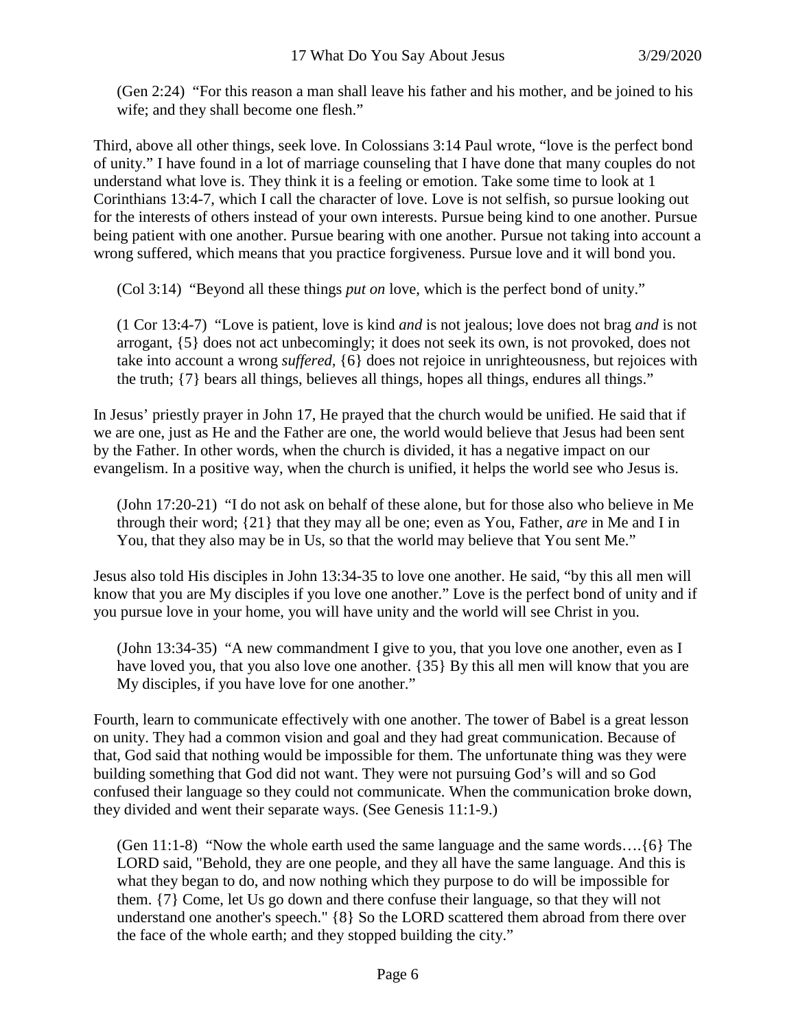(Gen 2:24) "For this reason a man shall leave his father and his mother, and be joined to his wife; and they shall become one flesh."

Third, above all other things, seek love. In Colossians 3:14 Paul wrote, "love is the perfect bond of unity." I have found in a lot of marriage counseling that I have done that many couples do not understand what love is. They think it is a feeling or emotion. Take some time to look at 1 Corinthians 13:4-7, which I call the character of love. Love is not selfish, so pursue looking out for the interests of others instead of your own interests. Pursue being kind to one another. Pursue being patient with one another. Pursue bearing with one another. Pursue not taking into account a wrong suffered, which means that you practice forgiveness. Pursue love and it will bond you.

(Col 3:14) "Beyond all these things *put on* love, which is the perfect bond of unity."

(1 Cor 13:4-7) "Love is patient, love is kind *and* is not jealous; love does not brag *and* is not arrogant, {5} does not act unbecomingly; it does not seek its own, is not provoked, does not take into account a wrong *suffered,* {6} does not rejoice in unrighteousness, but rejoices with the truth; {7} bears all things, believes all things, hopes all things, endures all things."

In Jesus' priestly prayer in John 17, He prayed that the church would be unified. He said that if we are one, just as He and the Father are one, the world would believe that Jesus had been sent by the Father. In other words, when the church is divided, it has a negative impact on our evangelism. In a positive way, when the church is unified, it helps the world see who Jesus is.

(John 17:20-21) "I do not ask on behalf of these alone, but for those also who believe in Me through their word; {21} that they may all be one; even as You, Father, *are* in Me and I in You, that they also may be in Us, so that the world may believe that You sent Me."

Jesus also told His disciples in John 13:34-35 to love one another. He said, "by this all men will know that you are My disciples if you love one another." Love is the perfect bond of unity and if you pursue love in your home, you will have unity and the world will see Christ in you.

(John 13:34-35) "A new commandment I give to you, that you love one another, even as I have loved you, that you also love one another. {35} By this all men will know that you are My disciples, if you have love for one another."

Fourth, learn to communicate effectively with one another. The tower of Babel is a great lesson on unity. They had a common vision and goal and they had great communication. Because of that, God said that nothing would be impossible for them. The unfortunate thing was they were building something that God did not want. They were not pursuing God's will and so God confused their language so they could not communicate. When the communication broke down, they divided and went their separate ways. (See Genesis 11:1-9.)

(Gen 11:1-8) "Now the whole earth used the same language and the same words….{6} The LORD said, "Behold, they are one people, and they all have the same language. And this is what they began to do, and now nothing which they purpose to do will be impossible for them. {7} Come, let Us go down and there confuse their language, so that they will not understand one another's speech." {8} So the LORD scattered them abroad from there over the face of the whole earth; and they stopped building the city."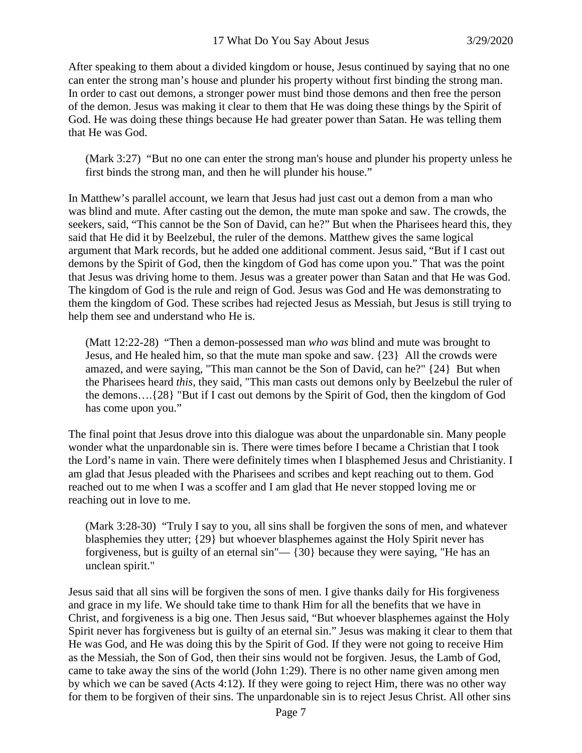After speaking to them about a divided kingdom or house, Jesus continued by saying that no one can enter the strong man's house and plunder his property without first binding the strong man. In order to cast out demons, a stronger power must bind those demons and then free the person of the demon. Jesus was making it clear to them that He was doing these things by the Spirit of God. He was doing these things because He had greater power than Satan. He was telling them that He was God.

> (Mark 3:27) "But no one can enter the strong man's house and plunder his property unless he first binds the strong man, and then he will plunder his house."

In Matthew's parallel account, we learn that Jesus had just cast out a demon from a man who was blind and mute. After casting out the demon, the mute man spoke and saw. The crowds, the seekers, said, "This cannot be the Son of David, can he?" But when the Pharisees heard this, they said that He did it by Beelzebul, the ruler of the demons. Matthew gives the same logical argument that Mark records, but he added one additional comment. Jesus said, "But if I cast out demons by the Spirit of God, then the kingdom of God has come upon you." That was the point that Jesus was driving home to them. Jesus was a greater power than Satan and that He was God. The kingdom of God is the rule and reign of God. Jesus was God and He was demonstrating to them the kingdom of God. These scribes had rejected Jesus as Messiah, but Jesus is still trying to help them see and understand who He is.

> (Matt 12:22-28) "Then a demon-possessed man *who was* blind and mute was brought to Jesus, and He healed him, so that the mute man spoke and saw. {23} All the crowds were amazed, and were saying, "This man cannot be the Son of David, can he?" {24} But when the Pharisees heard *this*, they said, "This man casts out demons only by Beelzebul the ruler of the demons….{28} "But if I cast out demons by the Spirit of God, then the kingdom of God has come upon you."

The final point that Jesus drove into this dialogue was about the unpardonable sin. Many people wonder what the unpardonable sin is. There were times before I became a Christian that I took the Lord's name in vain. There were definitely times when I blasphemed Jesus and Christianity. I am glad that Jesus pleaded with the Pharisees and scribes and kept reaching out to them. God reached out to me when I was a scoffer and I am glad that He never stopped loving me or reaching out in love to me.

> (Mark 3:28-30) "Truly I say to you, all sins shall be forgiven the sons of men, and whatever blasphemies they utter; {29} but whoever blasphemes against the Holy Spirit never has forgiveness, but is guilty of an eternal sin"— {30} because they were saying, "He has an unclean spirit."

Jesus said that all sins will be forgiven the sons of men. I give thanks daily for His forgiveness and grace in my life. We should take time to thank Him for all the benefits that we have in Christ, and forgiveness is a big one. Then Jesus said, "But whoever blasphemes against the Holy Spirit never has forgiveness but is guilty of an eternal sin." Jesus was making it clear to them that He was God, and He was doing this by the Spirit of God. If they were not going to receive Him as the Messiah, the Son of God, then their sins would not be forgiven. Jesus, the Lamb of God, came to take away the sins of the world (John 1:29). There is no other name given among men by which we can be saved (Acts 4:12). If they were going to reject Him, there was no other way for them to be forgiven of their sins. The unpardonable sin is to reject Jesus Christ. All other sins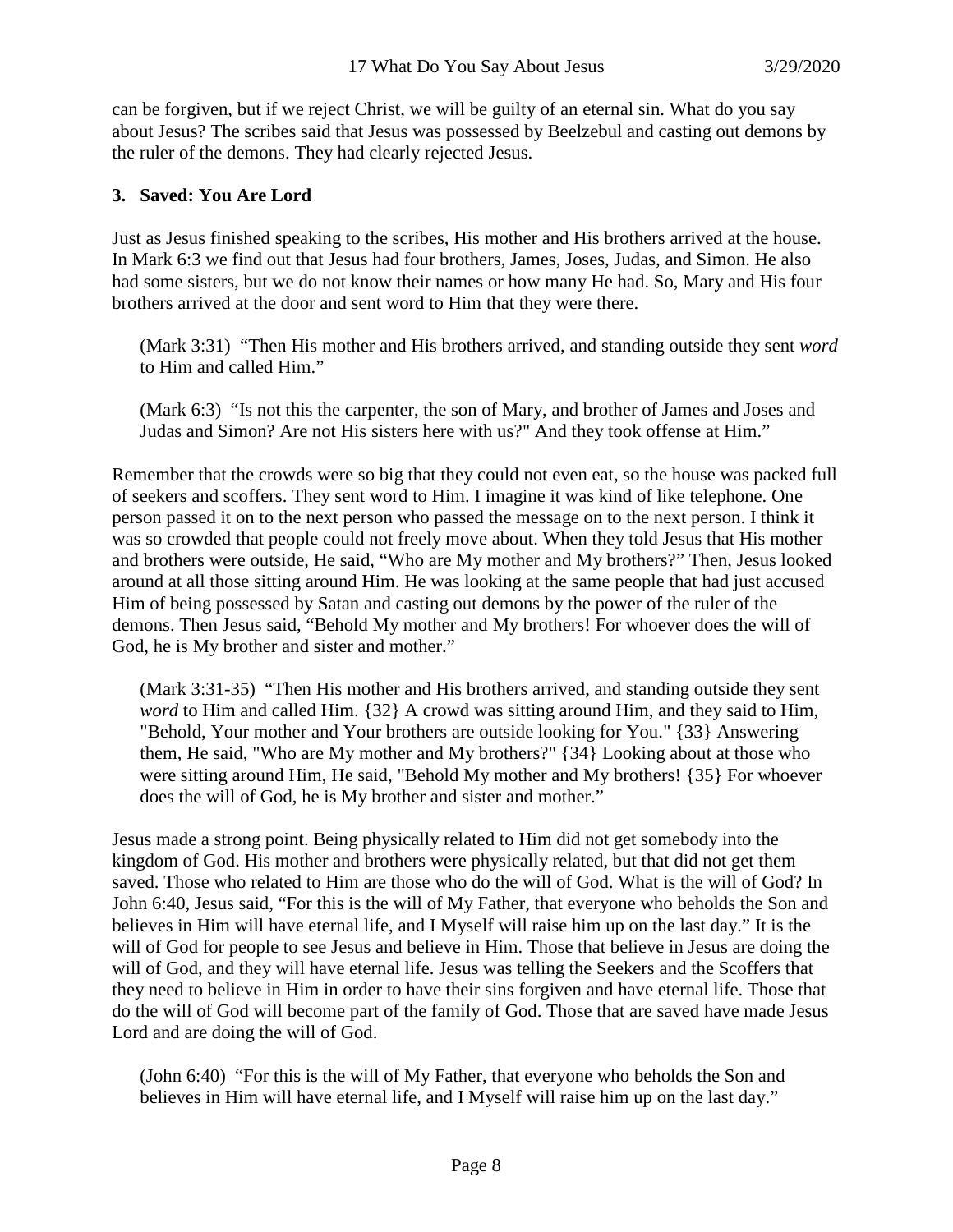can be forgiven, but if we reject Christ, we will be guilty of an eternal sin. What do you say about Jesus? The scribes said that Jesus was possessed by Beelzebul and casting out demons by the ruler of the demons. They had clearly rejected Jesus.

### 3. Saved: You Are Lord

Just as Jesus finished speaking to the scribes, His mother and His brothers arrived at the house. In Mark 6:3 we find out that Jesus had four brothers, James, Joses, Judas, and Simon. He also had some sisters, but we do not know their names or how many He had. So, Mary and His four brothers arrived at the door and sent word to Him that they were there.

> (Mark 3:31) "Then His mother and His brothers arrived, and standing outside they sent *word* to Him and called Him."

> (Mark 6:3) "Is not this the carpenter, the son of Mary, and brother of James and Joses and Judas and Simon? Are not His sisters here with us?" And they took offense at Him."

Remember that the crowds were so big that they could not even eat, so the house was packed full of seekers and scoffers. They sent word to Him. I imagine it was kind of like telephone. One person passed it on to the next person who passed the message on to the next person. I think it was so crowded that people could not freely move about. When they told Jesus that His mother and brothers were outside, He said, "Who are My mother and My brothers?" Then, Jesus looked around at all those sitting around Him. He was looking at the same people that had just accused Him of being possessed by Satan and casting out demons by the power of the ruler of the demons. Then Jesus said, "Behold My mother and My brothers! For whoever does the will of God, he is My brother and sister and mother."

> (Mark 3:31-35) "Then His mother and His brothers arrived, and standing outside they sent *word* to Him and called Him. {32} A crowd was sitting around Him, and they said to Him, "Behold, Your mother and Your brothers are outside looking for You." {33} Answering them, He said, "Who are My mother and My brothers?" {34} Looking about at those who were sitting around Him, He said, "Behold My mother and My brothers! {35} For whoever does the will of God, he is My brother and sister and mother."

Jesus made a strong point. Being physically related to Him did not get somebody into the kingdom of God. His mother and brothers were physically related, but that did not get them saved. Those who related to Him are those who do the will of God. What is the will of God? In John 6:40, Jesus said, "For this is the will of My Father, that everyone who beholds the Son and believes in Him will have eternal life, and I Myself will raise him up on the last day." It is the will of God for people to see Jesus and believe in Him. Those that believe in Jesus are doing the will of God, and they will have eternal life. Jesus was telling the Seekers and the Scoffers that they need to believe in Him in order to have their sins forgiven and have eternal life. Those that do the will of God will become part of the family of God. Those that are saved have made Jesus Lord and are doing the will of God.

> (John 6:40) "For this is the will of My Father, that everyone who beholds the Son and believes in Him will have eternal life, and I Myself will raise him up on the last day."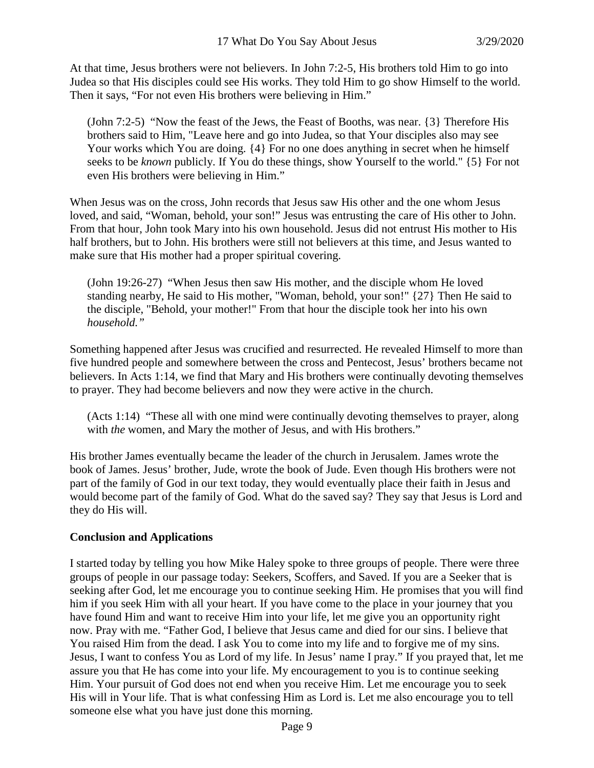At that time, Jesus brothers were not believers. In John 7:2-5, His brothers told Him to go into Judea so that His disciples could see His works. They told Him to go show Himself to the world. Then it says, "For not even His brothers were believing in Him."

> (John 7:2-5) "Now the feast of the Jews, the Feast of Booths, was near. {3} Therefore His brothers said to Him, "Leave here and go into Judea, so that Your disciples also may see Your works which You are doing. {4} For no one does anything in secret when he himself seeks to be *known* publicly. If You do these things, show Yourself to the world." {5} For not even His brothers were believing in Him."

When Jesus was on the cross, John records that Jesus saw His other and the one whom Jesus loved, and said, "Woman, behold, your son!" Jesus was entrusting the care of His other to John. From that hour, John took Mary into his own household. Jesus did not entrust His mother to His half brothers, but to John. His brothers were still not believers at this time, and Jesus wanted to make sure that His mother had a proper spiritual covering.

> (John 19:26-27) "When Jesus then saw His mother, and the disciple whom He loved standing nearby, He said to His mother, "Woman, behold, your son!" {27} Then He said to the disciple, "Behold, your mother!" From that hour the disciple took her into his own *household."*

Something happened after Jesus was crucified and resurrected. He revealed Himself to more than five hundred people and somewhere between the cross and Pentecost, Jesus' brothers became not believers. In Acts 1:14, we find that Mary and His brothers were continually devoting themselves to prayer. They had become believers and now they were active in the church.

> (Acts 1:14) "These all with one mind were continually devoting themselves to prayer, along with *the* women, and Mary the mother of Jesus, and with His brothers."

His brother James eventually became the leader of the church in Jerusalem. James wrote the book of James. Jesus' brother, Jude, wrote the book of Jude. Even though His brothers were not part of the family of God in our text today, they would eventually place their faith in Jesus and would become part of the family of God. What do the saved say? They say that Jesus is Lord and they do His will.

**Conclusion and Applications**

I started today by telling you how Mike Haley spoke to three groups of people. There were three groups of people in our passage today: Seekers, Scoffers, and Saved. If you are a Seeker that is seeking after God, let me encourage you to continue seeking Him. He promises that you will find him if you seek Him with all your heart. If you have come to the place in your journey that you have found Him and want to receive Him into your life, let me give you an opportunity right now. Pray with me. "Father God, I believe that Jesus came and died for our sins. I believe that You raised Him from the dead. I ask You to come into my life and to forgive me of my sins. Jesus, I want to confess You as Lord of my life. In Jesus' name I pray." If you prayed that, let me assure you that He has come into your life. My encouragement to you is to continue seeking Him. Your pursuit of God does not end when you receive Him. Let me encourage you to seek His will in Your life. That is what confessing Him as Lord is. Let me also encourage you to tell someone else what you have just done this morning.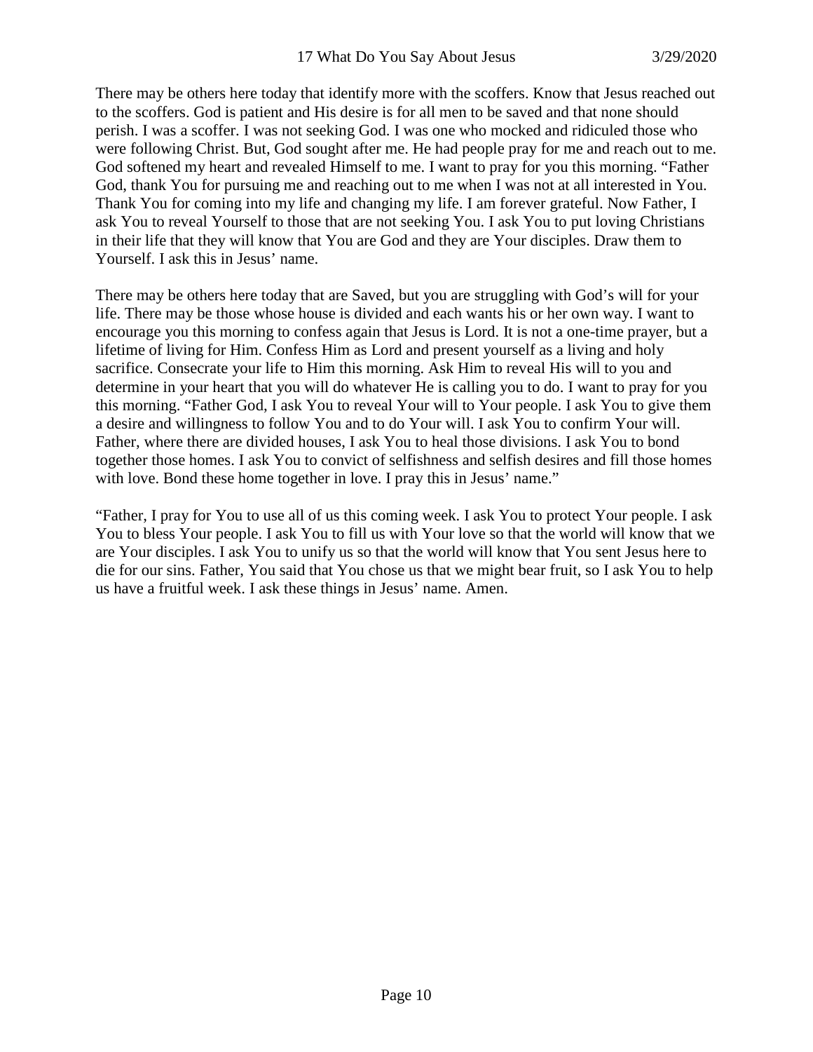There may be others here today that identify more with the scoffers. Know that Jesus reached out to the scoffers. God is patient and His desire is for all men to be saved and that none should perish. I was a scoffer. I was not seeking God. I was one who mocked and ridiculed those who were following Christ. But, God sought after me. He had people pray for me and reach out to me. God softened my heart and revealed Himself to me. I want to pray for you this morning. "Father God, thank You for pursuing me and reaching out to me when I was not at all interested in You. Thank You for coming into my life and changing my life. I am forever grateful. Now Father, I ask You to reveal Yourself to those that are not seeking You. I ask You to put loving Christians in their life that they will know that You are God and they are Your disciples. Draw them to Yourself. I ask this in Jesus' name.

There may be others here today that are Saved, but you are struggling with God's will for your life. There may be those whose house is divided and each wants his or her own way. I want to encourage you this morning to confess again that Jesus is Lord. It is not a one-time prayer, but a lifetime of living for Him. Confess Him as Lord and present yourself as a living and holy sacrifice. Consecrate your life to Him this morning. Ask Him to reveal His will to you and determine in your heart that you will do whatever He is calling you to do. I want to pray for you this morning. "Father God, I ask You to reveal Your will to Your people. I ask You to give them a desire and willingness to follow You and to do Your will. I ask You to confirm Your will. Father, where there are divided houses, I ask You to heal those divisions. I ask You to bond together those homes. I ask You to convict of selfishness and selfish desires and fill those homes with love. Bond these home together in love. I pray this in Jesus' name."

"Father, I pray for You to use all of us this coming week. I ask You to protect Your people. I ask You to bless Your people. I ask You to fill us with Your love so that the world will know that we are Your disciples. I ask You to unify us so that the world will know that You sent Jesus here to die for our sins. Father, You said that You chose us that we might bear fruit, so I ask You to help us have a fruitful week. I ask these things in Jesus' name. Amen.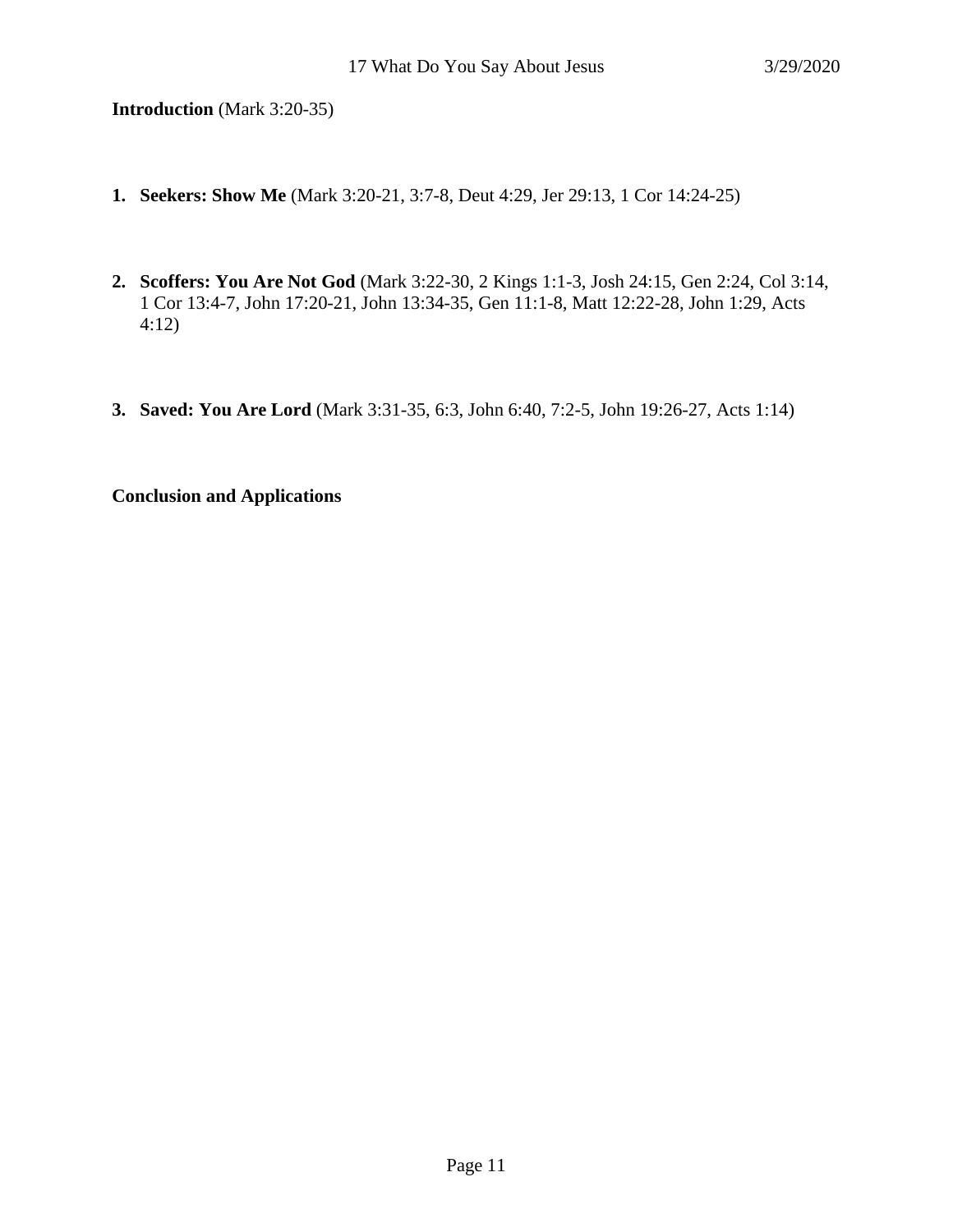**Introduction** (Mark 3:20-35)

1. **Seekers: Show Me** (Mark 3:20-21, 3:7-8, Deut 4:29, Jer 29:13, 1 Cor 14:24-25)

2. **Scoffers: You Are Not God** (Mark 3:22-30, 2 Kings 1:1-3, Josh 24:15, Gen 2:24, Col 3:14, 1 Cor 13:4-7, John 17:20-21, John 13:34-35, Gen 11:1-8, Matt 12:22-28, John 1:29, Acts 4:12)

3. **Saved: You Are Lord** (Mark 3:31-35, 6:3, John 6:40, 7:2-5, John 19:26-27, Acts 1:14)

**Conclusion and Applications**